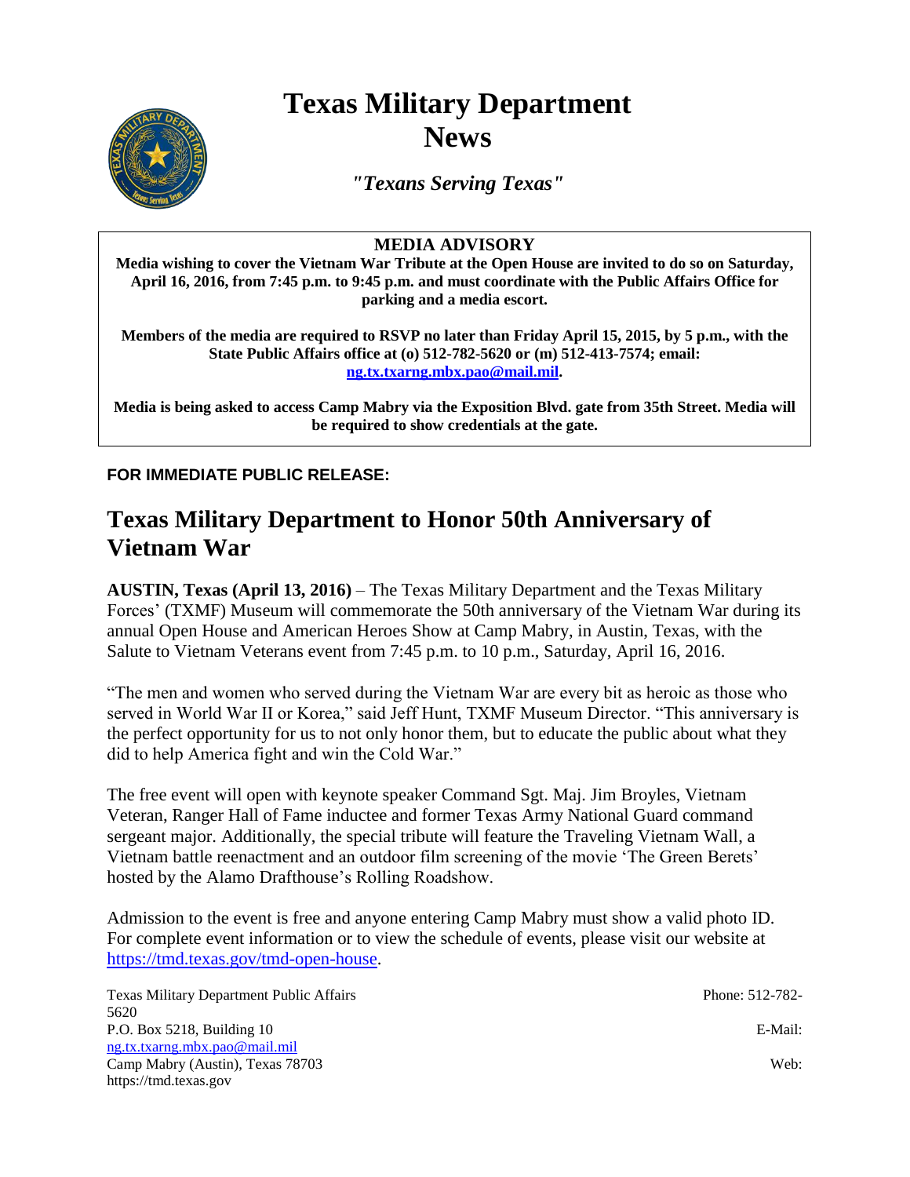# Texas Military Department News

*"Texans Serving Texas"*

**MEDIA ADVISORY**

**Media wishing to cover the Vietnam War Tribute at the Open House are invited to do so on Saturday, April 16, 2016, from 7:45 p.m. to 9:45 p.m. and must coordinate with the Public Affairs Office for parking and a media escort.**

**Members of the media are required to RSVP no later than Friday April 15, 2015, by 5 p.m., with the State Public Affairs office at (o) 512-782-5620 or (m) 512-413-7574; email: ng.tx.txarng.mbx.pao@mail.mil.**

**Media is being asked to access Camp Mabry via the Exposition Blvd. gate from 35th Street. Media will be required to show credentials at the gate.**

**FOR IMMEDIATE PUBLIC RELEASE:**

## Texas Military Department to Honor 50th Anniversary of Vietnam War

**AUSTIN, Texas (April 13, 2016)** – The Texas Military Department and the Texas Military Forces' (TXMF) Museum will commemorate the 50th anniversary of the Vietnam War during its annual Open House and American Heroes Show at Camp Mabry, in Austin, Texas, with the Salute to Vietnam Veterans event from 7:45 p.m. to 10 p.m., Saturday, April 16, 2016.

"The men and women who served during the Vietnam War are every bit as heroic as those who served in World War II or Korea," said Jeff Hunt, TXMF Museum Director. "This anniversary is the perfect opportunity for us to not only honor them, but to educate the public about what they did to help America fight and win the Cold War."

The free event will open with keynote speaker Command Sgt. Maj. Jim Broyles, Vietnam Veteran, Ranger Hall of Fame inductee and former Texas Army National Guard command sergeant major. Additionally, the special tribute will feature the Traveling Vietnam Wall, a Vietnam battle reenactment and an outdoor film screening of the movie 'The Green Berets' hosted by the Alamo Drafthouse's Rolling Roadshow.

Admission to the event is free and anyone entering Camp Mabry must show a valid photo ID. For complete event information or to view the schedule of events, please visit our website at https://tmd.texas.gov/tmd-open-house.

Texas Military Department Public Affairs | Phone: 512-782-5620
P.O. Box 5218, Building 10 | E-Mail: ng.tx.txarng.mbx.pao@mail.mil
Camp Mabry (Austin), Texas 78703 | Web: https://tmd.texas.gov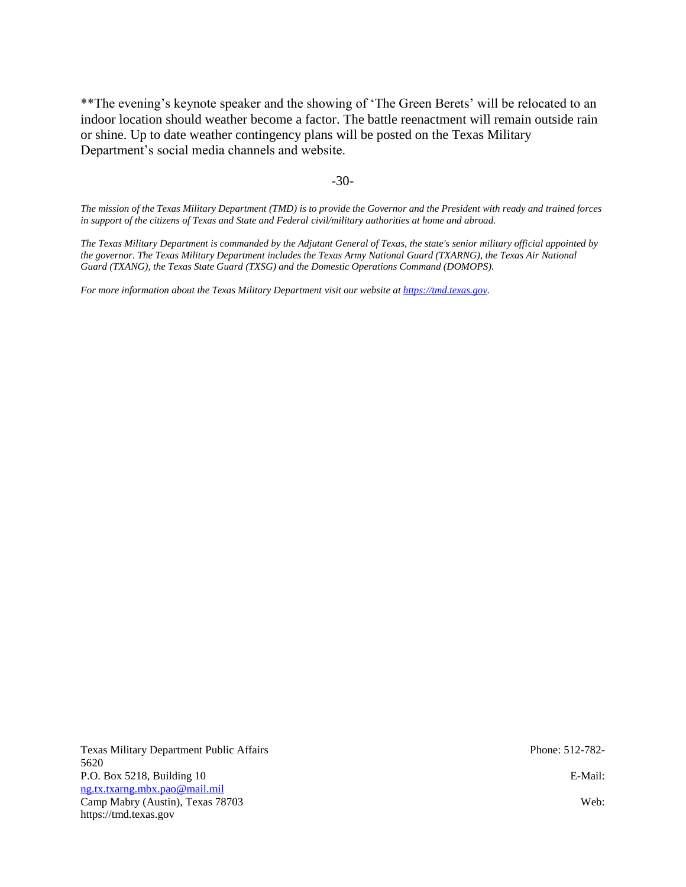**The evening's keynote speaker and the showing of 'The Green Berets' will be relocated to an indoor location should weather become a factor. The battle reenactment will remain outside rain or shine. Up to date weather contingency plans will be posted on the Texas Military Department's social media channels and website.

-30-

*The mission of the Texas Military Department (TMD) is to provide the Governor and the President with ready and trained forces in support of the citizens of Texas and State and Federal civil/military authorities at home and abroad.*

*The Texas Military Department is commanded by the Adjutant General of Texas, the state's senior military official appointed by the governor. The Texas Military Department includes the Texas Army National Guard (TXARNG), the Texas Air National Guard (TXANG), the Texas State Guard (TXSG) and the Domestic Operations Command (DOMOPS).*

*For more information about the Texas Military Department visit our website at [https://tmd.texas.gov](https://tmd.texas.gov).*

Texas Military Department Public Affairs
P.O. Box 5218, Building 10
Camp Mabry (Austin), Texas 78703

Phone: 512-782-5620
E-Mail: ng.tx.txarng.mbx.pao@mail.mil
Web: https://tmd.texas.gov